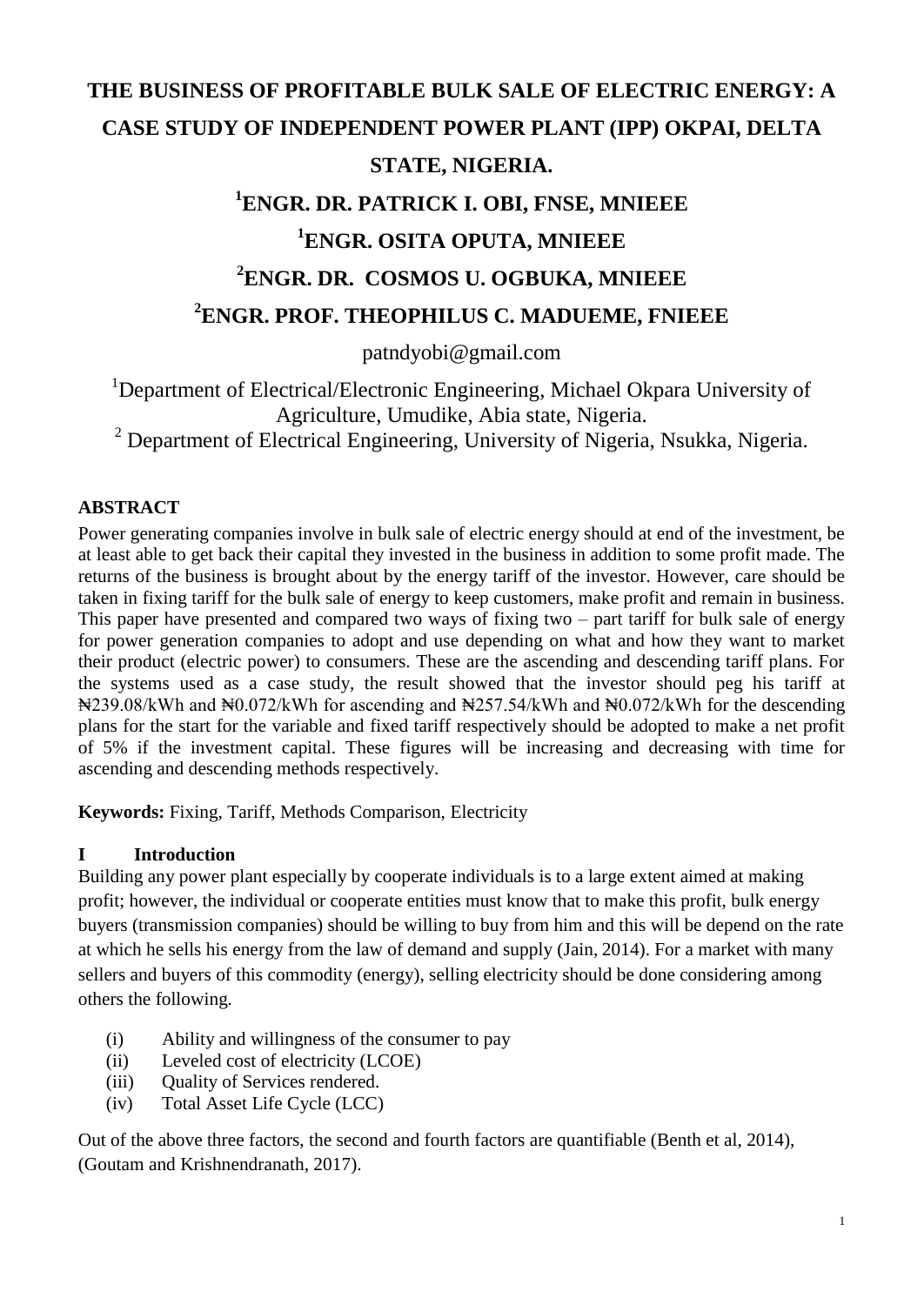# THE BUSINESS OF PROFITABLE BULK SALE OF ELECTRIC ENERGY: A CASE STUDY OF INDEPENDENT POWER PLANT (IPP) OKPAI, DELTA STATE, NIGERIA.

**[1]ENGR. DR. PATRICK I. OBI, FNSE, MNIEEE**

**[1]ENGR. OSITA OPUTA, MNIEEE**

**[2]ENGR. DR. COSMOS U. OGBUKA, MNIEEE**

**[2]ENGR. PROF. THEOPHILUS C. MADUEME, FNIEEE**

patndyobi@gmail.com

[1]Department of Electrical/Electronic Engineering, Michael Okpara University of Agriculture, Umudike, Abia state, Nigeria.

[2] Department of Electrical Engineering, University of Nigeria, Nsukka, Nigeria.

## ABSTRACT

Power generating companies involve in bulk sale of electric energy should at end of the investment, be at least able to get back their capital they invested in the business in addition to some profit made. The returns of the business is brought about by the energy tariff of the investor. However, care should be taken in fixing tariff for the bulk sale of energy to keep customers, make profit and remain in business. This paper have presented and compared two ways of fixing two – part tariff for bulk sale of energy for power generation companies to adopt and use depending on what and how they want to market their product (electric power) to consumers. These are the ascending and descending tariff plans. For the systems used as a case study, the result showed that the investor should peg his tariff at ₦239.08/kWh and ₦0.072/kWh for ascending and ₦257.54/kWh and ₦0.072/kWh for the descending plans for the start for the variable and fixed tariff respectively should be adopted to make a net profit of 5% if the investment capital. These figures will be increasing and decreasing with time for ascending and descending methods respectively.

**Keywords:** Fixing, Tariff, Methods Comparison, Electricity

## I Introduction

Building any power plant especially by cooperate individuals is to a large extent aimed at making profit; however, the individual or cooperate entities must know that to make this profit, bulk energy buyers (transmission companies) should be willing to buy from him and this will be depend on the rate at which he sells his energy from the law of demand and supply (Jain, 2014). For a market with many sellers and buyers of this commodity (energy), selling electricity should be done considering among others the following.

(i) Ability and willingness of the consumer to pay
(ii) Leveled cost of electricity (LCOE)
(iii) Quality of Services rendered.
(iv) Total Asset Life Cycle (LCC)

Out of the above three factors, the second and fourth factors are quantifiable (Benth et al, 2014), (Goutam and Krishnendranath, 2017).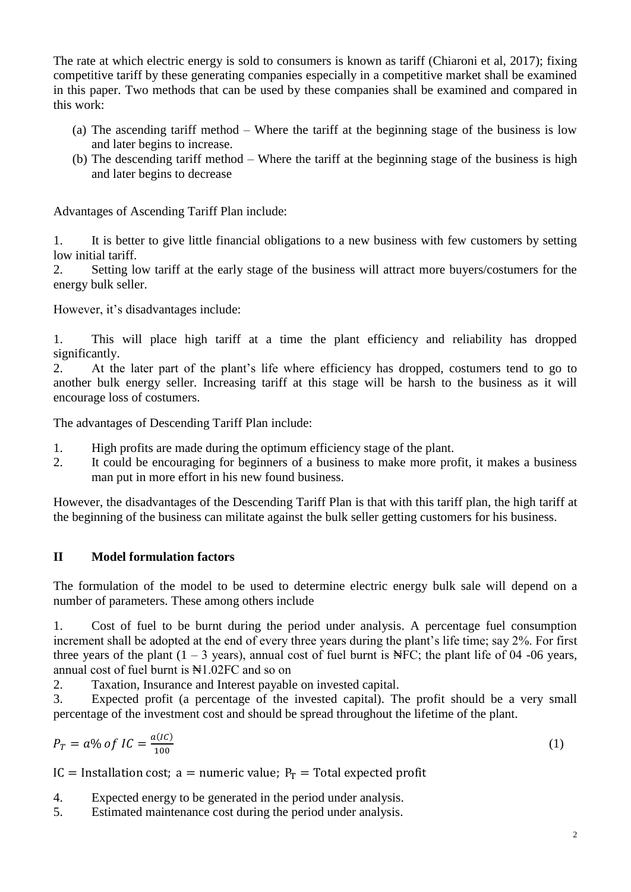The rate at which electric energy is sold to consumers is known as tariff (Chiaroni et al, 2017); fixing competitive tariff by these generating companies especially in a competitive market shall be examined in this paper. Two methods that can be used by these companies shall be examined and compared in this work:

(a) The ascending tariff method – Where the tariff at the beginning stage of the business is low and later begins to increase.
(b) The descending tariff method – Where the tariff at the beginning stage of the business is high and later begins to decrease

Advantages of Ascending Tariff Plan include:

1. It is better to give little financial obligations to a new business with few customers by setting low initial tariff.
2. Setting low tariff at the early stage of the business will attract more buyers/costumers for the energy bulk seller.

However, it's disadvantages include:

1. This will place high tariff at a time the plant efficiency and reliability has dropped significantly.
2. At the later part of the plant's life where efficiency has dropped, costumers tend to go to another bulk energy seller. Increasing tariff at this stage will be harsh to the business as it will encourage loss of costumers.

The advantages of Descending Tariff Plan include:

1. High profits are made during the optimum efficiency stage of the plant.
2. It could be encouraging for beginners of a business to make more profit, it makes a business man put in more effort in his new found business.

However, the disadvantages of the Descending Tariff Plan is that with this tariff plan, the high tariff at the beginning of the business can militate against the bulk seller getting customers for his business.

## II Model formulation factors

The formulation of the model to be used to determine electric energy bulk sale will depend on a number of parameters. These among others include

1. Cost of fuel to be burnt during the period under analysis. A percentage fuel consumption increment shall be adopted at the end of every three years during the plant's life time; say 2%. For first three years of the plant (1 – 3 years), annual cost of fuel burnt is ₦FC; the plant life of 04 -06 years, annual cost of fuel burnt is ₦1.02FC and so on
2. Taxation, Insurance and Interest payable on invested capital.
3. Expected profit (a percentage of the invested capital). The profit should be a very small percentage of the investment cost and should be spread throughout the lifetime of the plant.

$$P_T = a\%\ of\ IC = \frac{a(IC)}{100} \tag{1}$$

$\mathrm{IC}$ = Installation cost; $a$ = numeric value; $P_T$ = Total expected profit

4. Expected energy to be generated in the period under analysis.
5. Estimated maintenance cost during the period under analysis.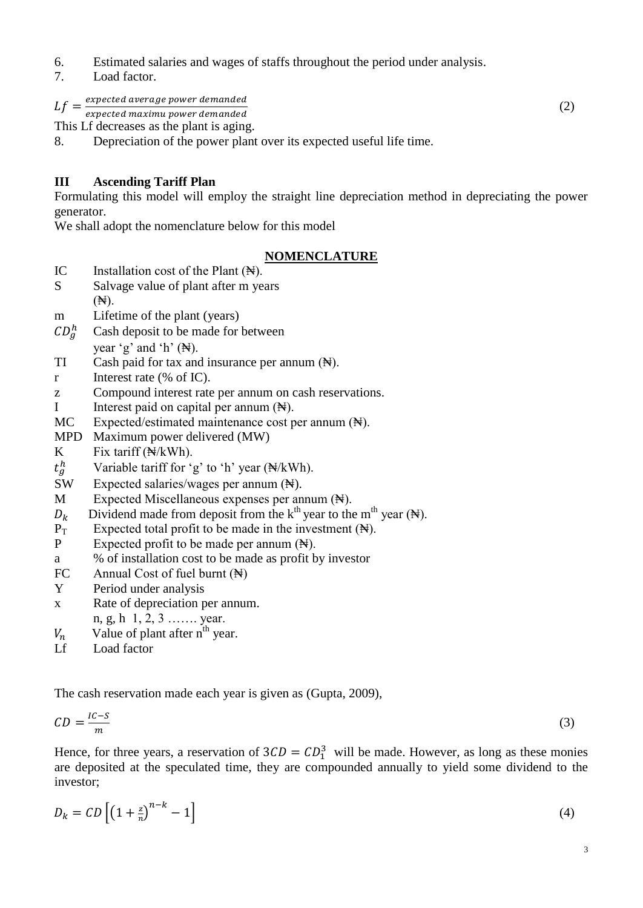6. Estimated salaries and wages of staffs throughout the period under analysis.
7. Load factor.

$$Lf = \frac{expected\ average\ power\ demanded}{expected\ maximu\ power\ demanded} \tag{2}$$

This Lf decreases as the plant is aging.

8. Depreciation of the power plant over its expected useful life time.

## III Ascending Tariff Plan

Formulating this model will employ the straight line depreciation method in depreciating the power generator.

We shall adopt the nomenclature below for this model

**NOMENCLATURE**

| | |
|---|---|
| IC | Installation cost of the Plant (₦). |
| S | Salvage value of plant after m years (₦). |
| m | Lifetime of the plant (years) |
| $CD_g^h$ | Cash deposit to be made for between year 'g' and 'h' (₦). |
| TI | Cash paid for tax and insurance per annum (₦). |
| r | Interest rate (% of IC). |
| z | Compound interest rate per annum on cash reservations. |
| I | Interest paid on capital per annum (₦). |
| MC | Expected/estimated maintenance cost per annum (₦). |
| MPD | Maximum power delivered (MW) |
| K | Fix tariff (₦/kWh). |
| $t_g^h$ | Variable tariff for 'g' to 'h' year (₦/kWh). |
| SW | Expected salaries/wages per annum (₦). |
| M | Expected Miscellaneous expenses per annum (₦). |
| $D_k$ | Dividend made from deposit from the k[th] year to the m[th] year (₦). |
| $P_T$ | Expected total profit to be made in the investment (₦). |
| P | Expected profit to be made per annum (₦). |
| a | % of installation cost to be made as profit by investor |
| FC | Annual Cost of fuel burnt (₦) |
| Y | Period under analysis |
| x | Rate of depreciation per annum. |
| | n, g, h 1, 2, 3 ……. year. |
| $V_n$ | Value of plant after n[th] year. |
| Lf | Load factor |

The cash reservation made each year is given as (Gupta, 2009),

$$CD = \frac{IC - S}{m} \tag{3}$$

Hence, for three years, a reservation of $3CD = CD_1^3$ will be made. However, as long as these monies are deposited at the speculated time, they are compounded annually to yield some dividend to the investor;

$$D_k = CD\left[\left(1 + \frac{z}{n}\right)^{n-k} - 1\right] \tag{4}$$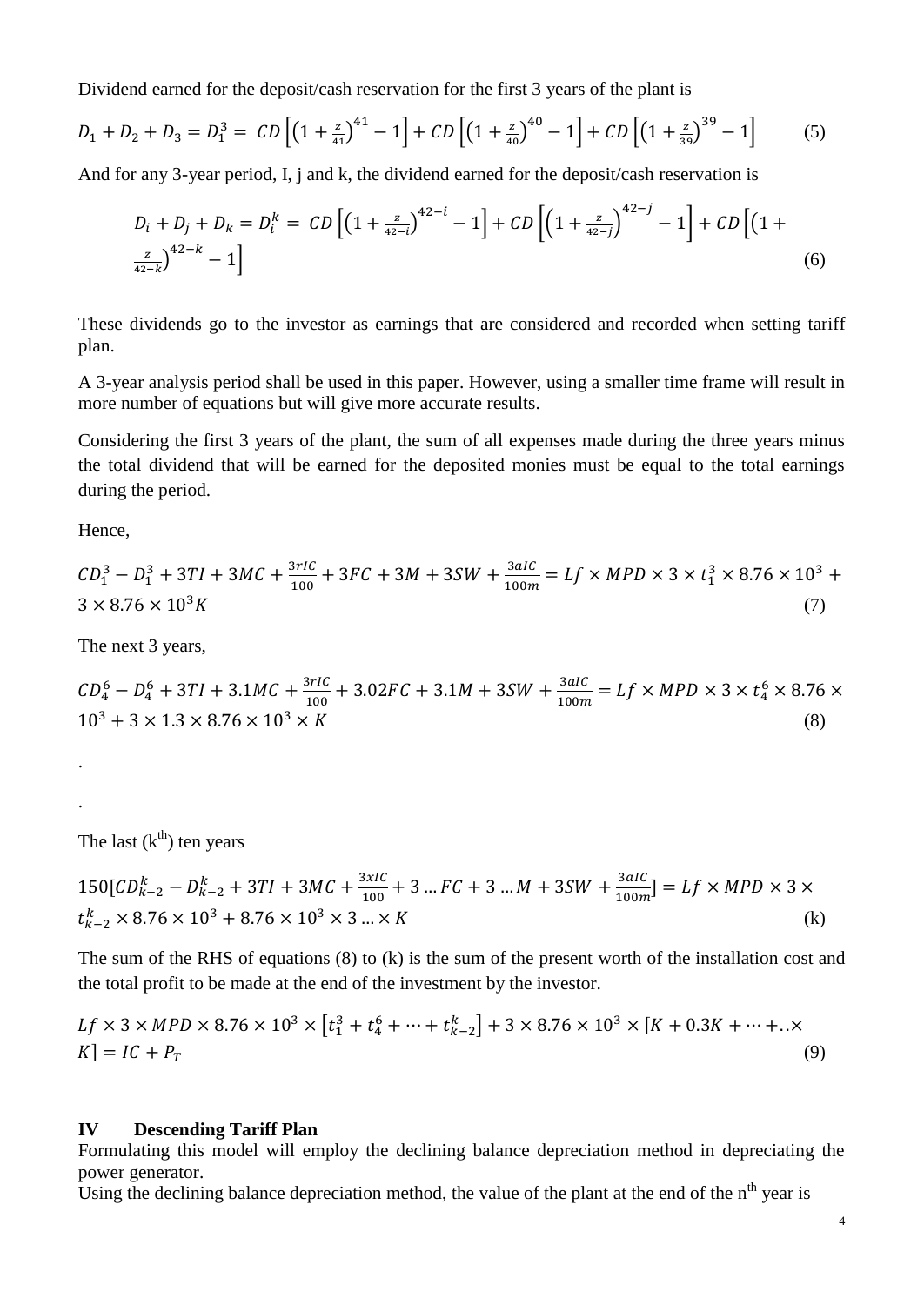Dividend earned for the deposit/cash reservation for the first 3 years of the plant is

$$D_1 + D_2 + D_3 = D_1^3 = CD\left[\left(1+\tfrac{z}{41}\right)^{41} - 1\right] + CD\left[\left(1+\tfrac{z}{40}\right)^{40} - 1\right] + CD\left[\left(1+\tfrac{z}{39}\right)^{39} - 1\right] \qquad (5)$$

And for any 3-year period, I, j and k, the dividend earned for the deposit/cash reservation is

$$D_i + D_j + D_k = D_i^k = CD\left[\left(1+\tfrac{z}{42-i}\right)^{42-i} - 1\right] + CD\left[\left(1+\tfrac{z}{42-j}\right)^{42-j} - 1\right] + CD\left[\left(1+\tfrac{z}{42-k}\right)^{42-k} - 1\right] \qquad (6)$$

These dividends go to the investor as earnings that are considered and recorded when setting tariff plan.

A 3-year analysis period shall be used in this paper. However, using a smaller time frame will result in more number of equations but will give more accurate results.

Considering the first 3 years of the plant, the sum of all expenses made during the three years minus the total dividend that will be earned for the deposited monies must be equal to the total earnings during the period.

Hence,

$$CD_1^3 - D_1^3 + 3TI + 3MC + \frac{3rIC}{100} + 3FC + 3M + 3SW + \frac{3aIC}{100m} = Lf \times MPD \times 3 \times t_1^3 \times 8.76 \times 10^3 + 3 \times 8.76 \times 10^3 K \qquad (7)$$

The next 3 years,

$$CD_4^6 - D_4^6 + 3TI + 3.1MC + \frac{3rIC}{100} + 3.02FC + 3.1M + 3SW + \frac{3aIC}{100m} = Lf \times MPD \times 3 \times t_4^6 \times 8.76 \times 10^3 + 3 \times 1.3 \times 8.76 \times 10^3 \times K \qquad (8)$$

.

.

The last ($k^{th}$) ten years

$$150[CD_{k-2}^k - D_{k-2}^k + 3TI + 3MC + \frac{3xIC}{100} + 3\ldots FC + 3\ldots M + 3SW + \frac{3aIC}{100m}] = Lf \times MPD \times 3 \times t_{k-2}^k \times 8.76 \times 10^3 + 8.76 \times 10^3 \times 3 \ldots \times K \qquad (k)$$

The sum of the RHS of equations (8) to (k) is the sum of the present worth of the installation cost and the total profit to be made at the end of the investment by the investor.

$$Lf \times 3 \times MPD \times 8.76 \times 10^3 \times \left[t_1^3 + t_4^6 + \cdots + t_{k-2}^k\right] + 3 \times 8.76 \times 10^3 \times [K + 0.3K + \cdots + .. \times K] = IC + P_T \qquad (9)$$

## IV Descending Tariff Plan

Formulating this model will employ the declining balance depreciation method in depreciating the power generator.
Using the declining balance depreciation method, the value of the plant at the end of the $n^{th}$ year is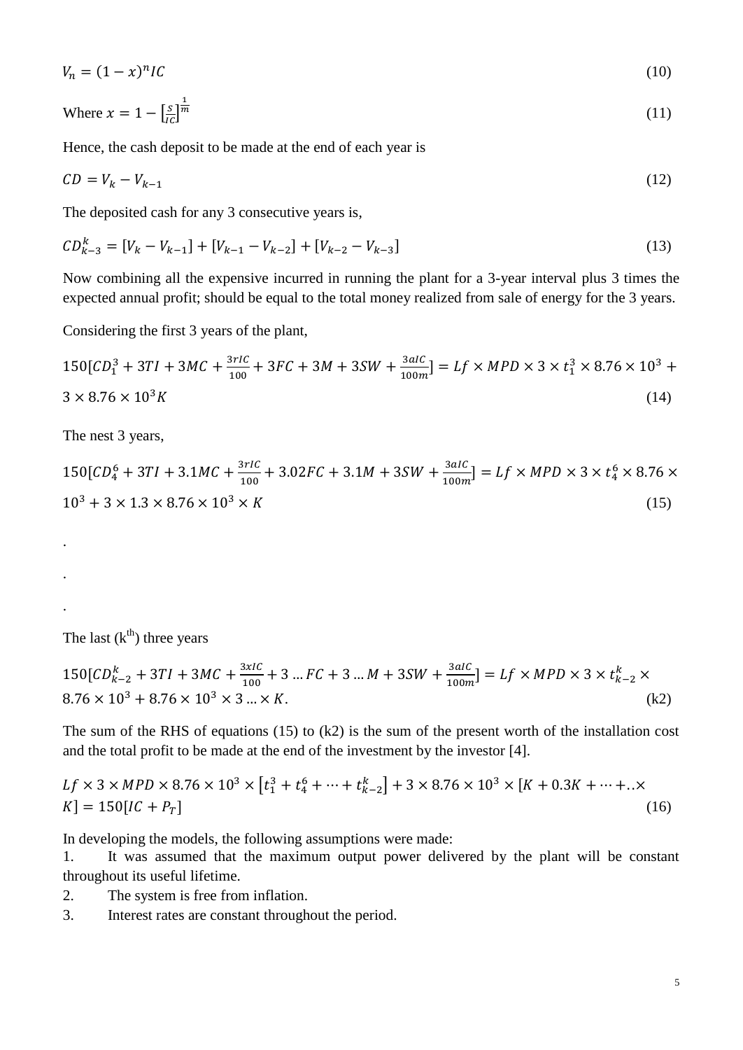$$V_n = (1-x)^n IC \tag{10}$$

Where $x = 1 - \left[\frac{S}{IC}\right]^{\frac{1}{m}}$ (11)

Hence, the cash deposit to be made at the end of each year is

$$CD = V_k - V_{k-1} \tag{12}$$

The deposited cash for any 3 consecutive years is,

$$CD_{k-3}^{k} = [V_k - V_{k-1}] + [V_{k-1} - V_{k-2}] + [V_{k-2} - V_{k-3}] \tag{13}$$

Now combining all the expensive incurred in running the plant for a 3-year interval plus 3 times the expected annual profit; should be equal to the total money realized from sale of energy for the 3 years.

Considering the first 3 years of the plant,

$$150[CD_1^3 + 3TI + 3MC + \frac{3rIC}{100} + 3FC + 3M + 3SW + \frac{3aIC}{100m}] = Lf \times MPD \times 3 \times t_1^3 \times 8.76 \times 10^3 + 3 \times 8.76 \times 10^3 K \tag{14}$$

The nest 3 years,

$$150[CD_4^6 + 3TI + 3.1MC + \frac{3rIC}{100} + 3.02FC + 3.1M + 3SW + \frac{3aIC}{100m}] = Lf \times MPD \times 3 \times t_4^6 \times 8.76 \times 10^3 + 3 \times 1.3 \times 8.76 \times 10^3 \times K \tag{15}$$

.

.

.

The last (k[th]) three years

$$150[CD_{k-2}^k + 3TI + 3MC + \frac{3xIC}{100} + 3 \ldots FC + 3 \ldots M + 3SW + \frac{3aIC}{100m}] = Lf \times MPD \times 3 \times t_{k-2}^k \times 8.76 \times 10^3 + 8.76 \times 10^3 \times 3 \ldots \times K. \tag{k2}$$

The sum of the RHS of equations (15) to (k2) is the sum of the present worth of the installation cost and the total profit to be made at the end of the investment by the investor [4].

$$Lf \times 3 \times MPD \times 8.76 \times 10^3 \times \left[t_1^3 + t_4^6 + \cdots + t_{k-2}^k\right] + 3 \times 8.76 \times 10^3 \times [K + 0.3K + \cdots + .. \times K] = 150[IC + P_T] \tag{16}$$

In developing the models, the following assumptions were made:

1. It was assumed that the maximum output power delivered by the plant will be constant throughout its useful lifetime.
2. The system is free from inflation.
3. Interest rates are constant throughout the period.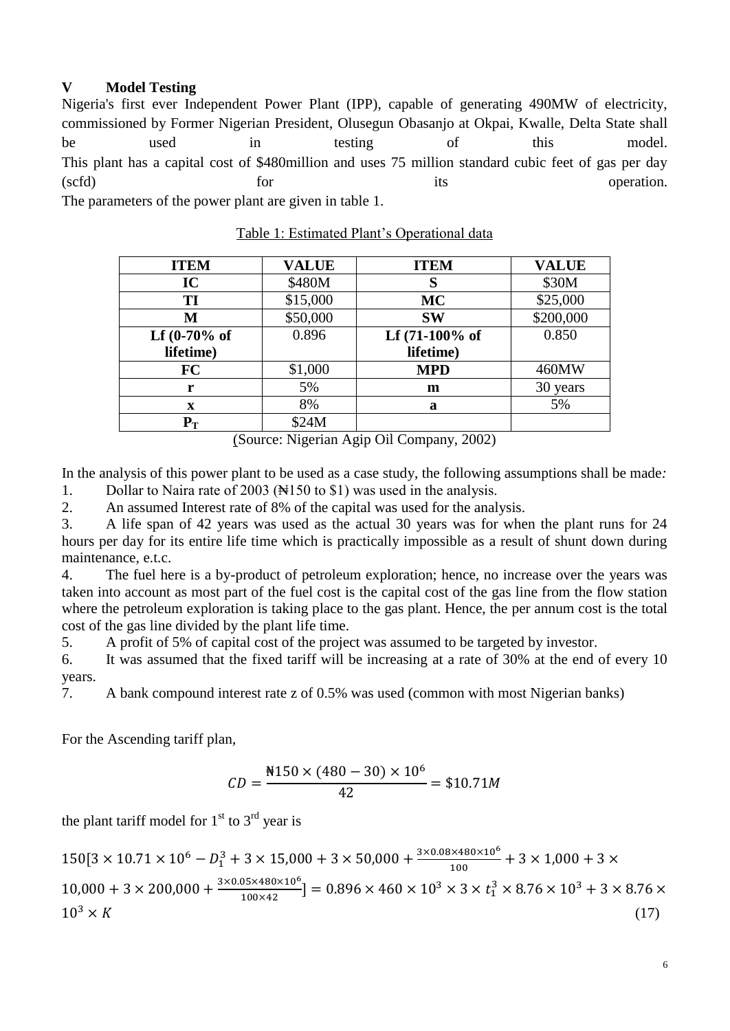## V Model Testing

Nigeria's first ever Independent Power Plant (IPP), capable of generating 490MW of electricity, commissioned by Former Nigerian President, Olusegun Obasanjo at Okpai, Kwalle, Delta State shall be used in testing of this model.

This plant has a capital cost of \$480million and uses 75 million standard cubic feet of gas per day (scfd) for its operation.

The parameters of the power plant are given in table 1.

Table 1: Estimated Plant's Operational data

| ITEM | VALUE | ITEM | VALUE |
|---|---|---|---|
| **IC** | \$480M | **S** | \$30M |
| **TI** | \$15,000 | **MC** | \$25,000 |
| **M** | \$50,000 | **SW** | \$200,000 |
| **Lf (0-70% of lifetime)** | 0.896 | **Lf (71-100% of lifetime)** | 0.850 |
| **FC** | \$1,000 | **MPD** | 460MW |
| **r** | 5% | **m** | 30 years |
| **x** | 8% | **a** | 5% |
| $\mathbf{P_T}$ | \$24M | | |

(Source: Nigerian Agip Oil Company, 2002)

In the analysis of this power plant to be used as a case study, the following assumptions shall be made:

1. Dollar to Naira rate of 2003 (₦150 to \$1) was used in the analysis.
2. An assumed Interest rate of 8% of the capital was used for the analysis.
3. A life span of 42 years was used as the actual 30 years was for when the plant runs for 24 hours per day for its entire life time which is practically impossible as a result of shunt down during maintenance, e.t.c.
4. The fuel here is a by-product of petroleum exploration; hence, no increase over the years was taken into account as most part of the fuel cost is the capital cost of the gas line from the flow station where the petroleum exploration is taking place to the gas plant. Hence, the per annum cost is the total cost of the gas line divided by the plant life time.
5. A profit of 5% of capital cost of the project was assumed to be targeted by investor.
6. It was assumed that the fixed tariff will be increasing at a rate of 30% at the end of every 10 years.
7. A bank compound interest rate z of 0.5% was used (common with most Nigerian banks)

For the Ascending tariff plan,

$$CD = \frac{\text{₦}150 \times (480 - 30) \times 10^6}{42} = \$10.71M$$

the plant tariff model for 1st to 3rd year is

$$150[3 \times 10.71 \times 10^6 - D_1^3 + 3 \times 15{,}000 + 3 \times 50{,}000 + \frac{3 \times 0.08 \times 480 \times 10^6}{100} + 3 \times 1{,}000 + 3 \times 10{,}000 + 3 \times 200{,}000 + \frac{3 \times 0.05 \times 480 \times 10^6}{100 \times 42}] = 0.896 \times 460 \times 10^3 \times 3 \times t_1^3 \times 8.76 \times 10^3 + 3 \times 8.76 \times 10^3 \times K \tag{17}$$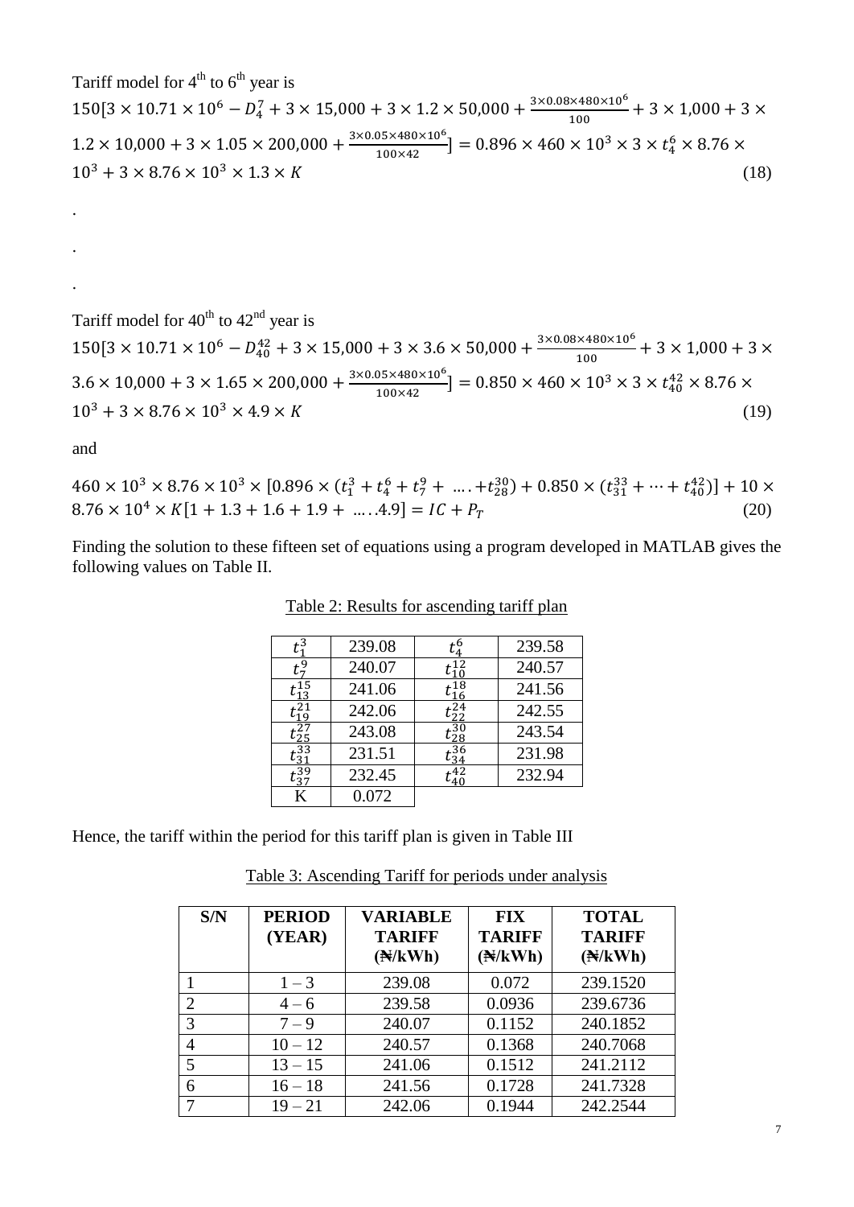Tariff model for 4th to 6th year is

$$150[3 \times 10.71 \times 10^6 - D_4^7 + 3 \times 15{,}000 + 3 \times 1.2 \times 50{,}000 + \frac{3 \times 0.08 \times 480 \times 10^6}{100} + 3 \times 1{,}000 + 3 \times 1.2 \times 10{,}000 + 3 \times 1.05 \times 200{,}000 + \frac{3 \times 0.05 \times 480 \times 10^6}{100 \times 42}] = 0.896 \times 460 \times 10^3 \times 3 \times t_4^6 \times 8.76 \times 10^3 + 3 \times 8.76 \times 10^3 \times 1.3 \times K \quad (18)$$

.

.

.

Tariff model for 40th to 42nd year is

$$150[3 \times 10.71 \times 10^6 - D_{40}^{42} + 3 \times 15{,}000 + 3 \times 3.6 \times 50{,}000 + \frac{3 \times 0.08 \times 480 \times 10^6}{100} + 3 \times 1{,}000 + 3 \times 3.6 \times 10{,}000 + 3 \times 1.65 \times 200{,}000 + \frac{3 \times 0.05 \times 480 \times 10^6}{100 \times 42}] = 0.850 \times 460 \times 10^3 \times 3 \times t_{40}^{42} \times 8.76 \times 10^3 + 3 \times 8.76 \times 10^3 \times 4.9 \times K \quad (19)$$

and

$$460 \times 10^3 \times 8.76 \times 10^3 \times [0.896 \times (t_1^3 + t_4^6 + t_7^9 + \ldots + t_{28}^{30}) + 0.850 \times (t_{31}^{33} + \cdots + t_{40}^{42})] + 10 \times 8.76 \times 10^4 \times K[1 + 1.3 + 1.6 + 1.9 + \ldots 4.9] = IC + P_T \quad (20)$$

Finding the solution to these fifteen set of equations using a program developed in MATLAB gives the following values on Table II.

Table 2: Results for ascending tariff plan

| | | | |
|---|---|---|---|
| $t_1^3$ | 239.08 | $t_4^6$ | 239.58 |
| $t_7^9$ | 240.07 | $t_{10}^{12}$ | 240.57 |
| $t_{13}^{15}$ | 241.06 | $t_{16}^{18}$ | 241.56 |
| $t_{19}^{21}$ | 242.06 | $t_{22}^{24}$ | 242.55 |
| $t_{25}^{27}$ | 243.08 | $t_{28}^{30}$ | 243.54 |
| $t_{31}^{33}$ | 231.51 | $t_{34}^{36}$ | 231.98 |
| $t_{37}^{39}$ | 232.45 | $t_{40}^{42}$ | 232.94 |
| K | 0.072 | | |

Hence, the tariff within the period for this tariff plan is given in Table III

Table 3: Ascending Tariff for periods under analysis

| S/N | PERIOD (YEAR) | VARIABLE TARIFF (₦/kWh) | FIX TARIFF (₦/kWh) | TOTAL TARIFF (₦/kWh) |
|---|---|---|---|---|
| 1 | 1 – 3 | 239.08 | 0.072 | 239.1520 |
| 2 | 4 – 6 | 239.58 | 0.0936 | 239.6736 |
| 3 | 7 – 9 | 240.07 | 0.1152 | 240.1852 |
| 4 | 10 – 12 | 240.57 | 0.1368 | 240.7068 |
| 5 | 13 – 15 | 241.06 | 0.1512 | 241.2112 |
| 6 | 16 – 18 | 241.56 | 0.1728 | 241.7328 |
| 7 | 19 – 21 | 242.06 | 0.1944 | 242.2544 |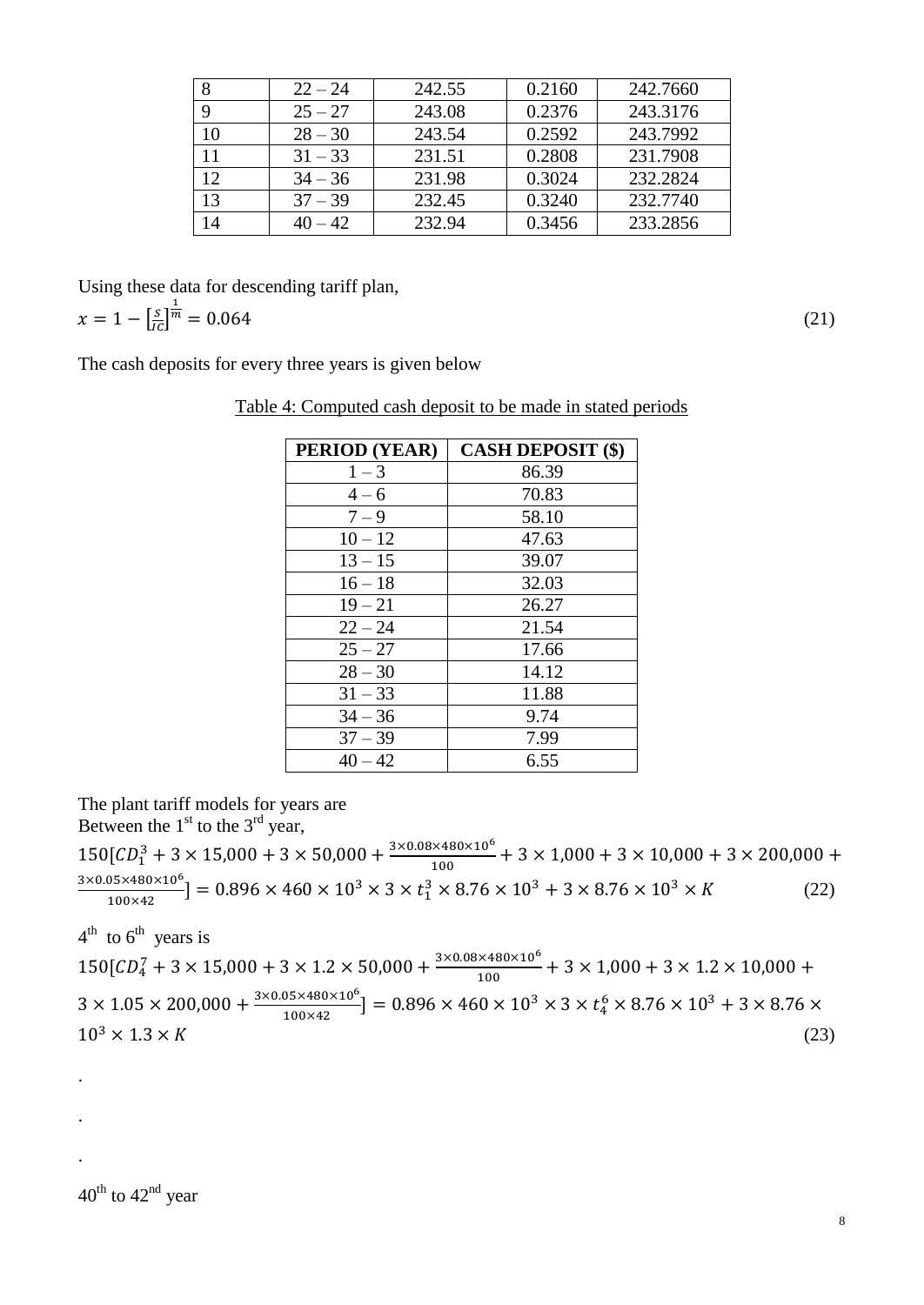| 8 | 22 – 24 | 242.55 | 0.2160 | 242.7660 |
|---|---|---|---|---|
| 9 | 25 – 27 | 243.08 | 0.2376 | 243.3176 |
| 10 | 28 – 30 | 243.54 | 0.2592 | 243.7992 |
| 11 | 31 – 33 | 231.51 | 0.2808 | 231.7908 |
| 12 | 34 – 36 | 231.98 | 0.3024 | 232.2824 |
| 13 | 37 – 39 | 232.45 | 0.3240 | 232.7740 |
| 14 | 40 – 42 | 232.94 | 0.3456 | 233.2856 |

Using these data for descending tariff plan,

$$x = 1 - \left[\frac{S}{IC}\right]^{\frac{1}{m}} = 0.064 \tag{21}$$

The cash deposits for every three years is given below

Table 4: Computed cash deposit to be made in stated periods

| PERIOD (YEAR) | CASH DEPOSIT ($) |
|---|---|
| 1 – 3 | 86.39 |
| 4 – 6 | 70.83 |
| 7 – 9 | 58.10 |
| 10 – 12 | 47.63 |
| 13 – 15 | 39.07 |
| 16 – 18 | 32.03 |
| 19 – 21 | 26.27 |
| 22 – 24 | 21.54 |
| 25 – 27 | 17.66 |
| 28 – 30 | 14.12 |
| 31 – 33 | 11.88 |
| 34 – 36 | 9.74 |
| 37 – 39 | 7.99 |
| 40 – 42 | 6.55 |

The plant tariff models for years are

Between the 1st to the 3rd year,

$$150\left[CD_1^3 + 3\times 15{,}000 + 3\times 50{,}000 + \frac{3\times 0.08\times 480\times 10^6}{100} + 3\times 1{,}000 + 3\times 10{,}000 + 3\times 200{,}000 + \frac{3\times 0.05\times 480\times 10^6}{100\times 42}\right] = 0.896\times 460\times 10^3\times 3\times t_1^3\times 8.76\times 10^3 + 3\times 8.76\times 10^3\times K \tag{22}$$

4th to 6th years is

$$150\left[CD_4^7 + 3\times 15{,}000 + 3\times 1.2\times 50{,}000 + \frac{3\times 0.08\times 480\times 10^6}{100} + 3\times 1{,}000 + 3\times 1.2\times 10{,}000 + 3\times 1.05\times 200{,}000 + \frac{3\times 0.05\times 480\times 10^6}{100\times 42}\right] = 0.896\times 460\times 10^3\times 3\times t_4^6\times 8.76\times 10^3 + 3\times 8.76\times 10^3\times 1.3\times K \tag{23}$$

.

.

.

40th to 42nd year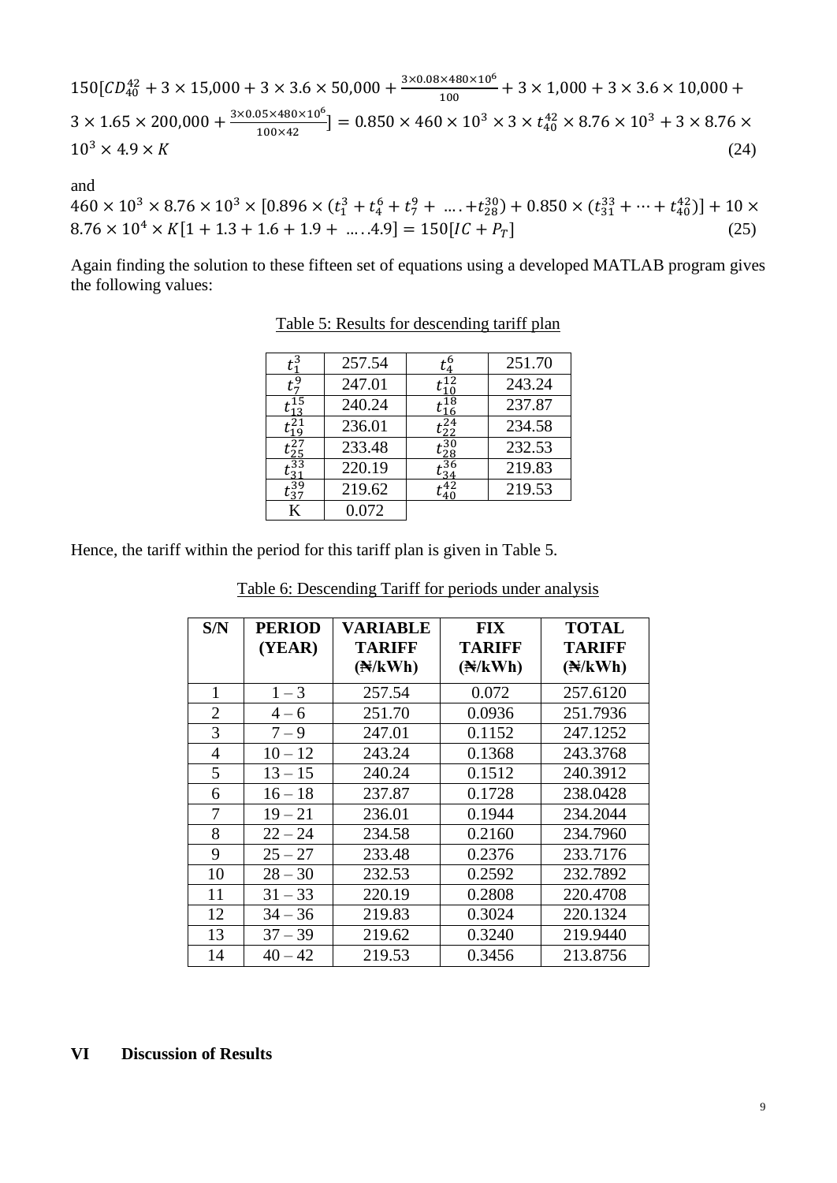$$150[CD_{40}^{42} + 3 \times 15{,}000 + 3 \times 3.6 \times 50{,}000 + \frac{3 \times 0.08 \times 480 \times 10^6}{100} + 3 \times 1{,}000 + 3 \times 3.6 \times 10{,}000 + 3 \times 1.65 \times 200{,}000 + \frac{3 \times 0.05 \times 480 \times 10^6}{100 \times 42}] = 0.850 \times 460 \times 10^3 \times 3 \times t_{40}^{42} \times 8.76 \times 10^3 + 3 \times 8.76 \times 10^3 \times 4.9 \times K \quad (24)$$

and

$$460 \times 10^3 \times 8.76 \times 10^3 \times [0.896 \times (t_1^3 + t_4^6 + t_7^9 + \ldots + t_{28}^{30}) + 0.850 \times (t_{31}^{33} + \cdots + t_{40}^{42})] + 10 \times 8.76 \times 10^4 \times K[1 + 1.3 + 1.6 + 1.9 + \ldots 4.9] = 150[IC + P_T] \quad (25)$$

Again finding the solution to these fifteen set of equations using a developed MATLAB program gives the following values:

Table 5: Results for descending tariff plan

| | | | |
|---|---|---|---|
| $t_1^3$ | 257.54 | $t_4^6$ | 251.70 |
| $t_7^9$ | 247.01 | $t_{10}^{12}$ | 243.24 |
| $t_{13}^{15}$ | 240.24 | $t_{16}^{18}$ | 237.87 |
| $t_{19}^{21}$ | 236.01 | $t_{22}^{24}$ | 234.58 |
| $t_{25}^{27}$ | 233.48 | $t_{28}^{30}$ | 232.53 |
| $t_{31}^{33}$ | 220.19 | $t_{34}^{36}$ | 219.83 |
| $t_{37}^{39}$ | 219.62 | $t_{40}^{42}$ | 219.53 |
| K | 0.072 | | |

Hence, the tariff within the period for this tariff plan is given in Table 5.

Table 6: Descending Tariff for periods under analysis

| S/N | PERIOD (YEAR) | VARIABLE TARIFF (₦/kWh) | FIX TARIFF (₦/kWh) | TOTAL TARIFF (₦/kWh) |
|---|---|---|---|---|
| 1 | 1 – 3 | 257.54 | 0.072 | 257.6120 |
| 2 | 4 – 6 | 251.70 | 0.0936 | 251.7936 |
| 3 | 7 – 9 | 247.01 | 0.1152 | 247.1252 |
| 4 | 10 – 12 | 243.24 | 0.1368 | 243.3768 |
| 5 | 13 – 15 | 240.24 | 0.1512 | 240.3912 |
| 6 | 16 – 18 | 237.87 | 0.1728 | 238.0428 |
| 7 | 19 – 21 | 236.01 | 0.1944 | 234.2044 |
| 8 | 22 – 24 | 234.58 | 0.2160 | 234.7960 |
| 9 | 25 – 27 | 233.48 | 0.2376 | 233.7176 |
| 10 | 28 – 30 | 232.53 | 0.2592 | 232.7892 |
| 11 | 31 – 33 | 220.19 | 0.2808 | 220.4708 |
| 12 | 34 – 36 | 219.83 | 0.3024 | 220.1324 |
| 13 | 37 – 39 | 219.62 | 0.3240 | 219.9440 |
| 14 | 40 – 42 | 219.53 | 0.3456 | 213.8756 |

## VI Discussion of Results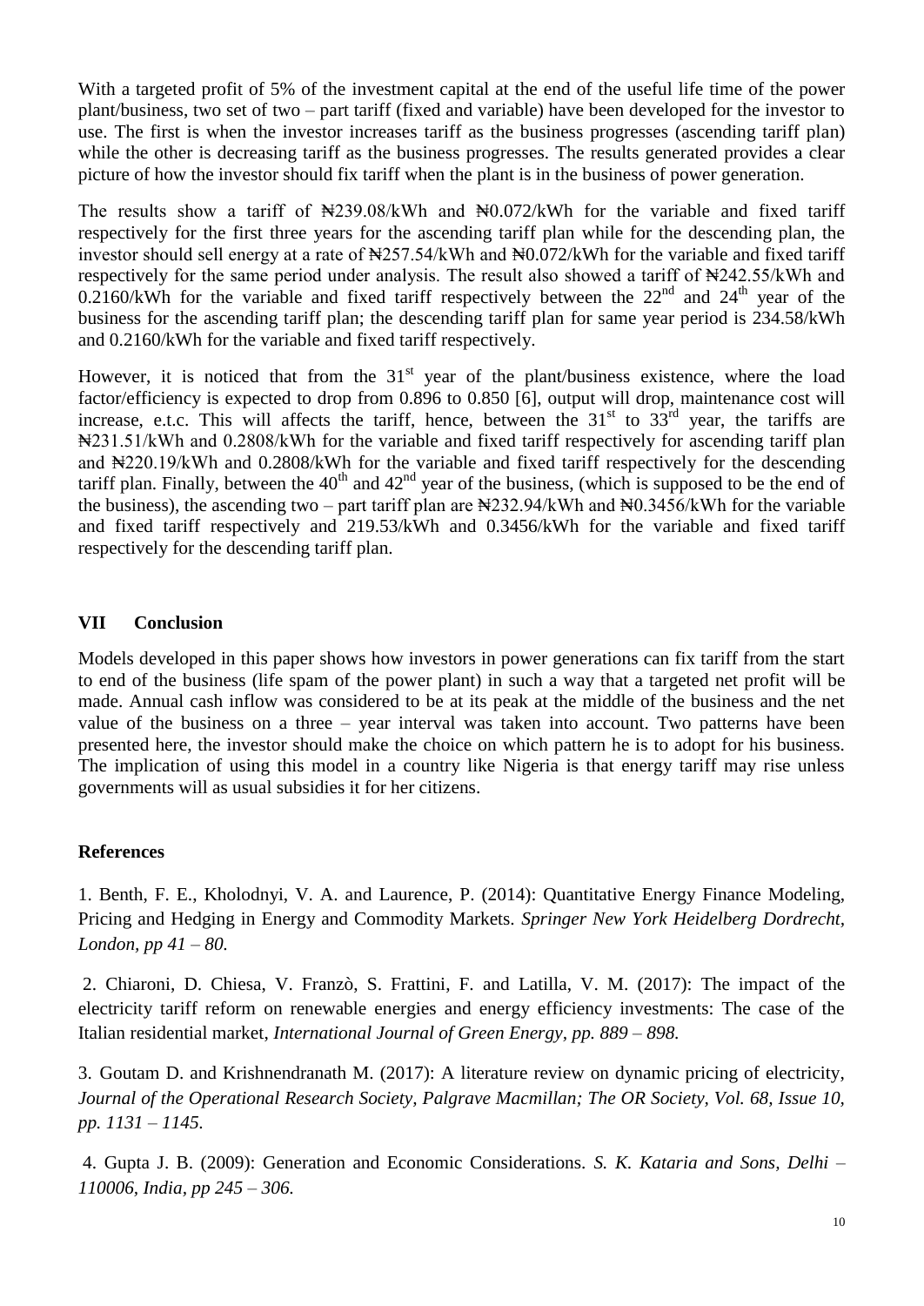With a targeted profit of 5% of the investment capital at the end of the useful life time of the power plant/business, two set of two – part tariff (fixed and variable) have been developed for the investor to use. The first is when the investor increases tariff as the business progresses (ascending tariff plan) while the other is decreasing tariff as the business progresses. The results generated provides a clear picture of how the investor should fix tariff when the plant is in the business of power generation.

The results show a tariff of ₦239.08/kWh and ₦0.072/kWh for the variable and fixed tariff respectively for the first three years for the ascending tariff plan while for the descending plan, the investor should sell energy at a rate of ₦257.54/kWh and ₦0.072/kWh for the variable and fixed tariff respectively for the same period under analysis. The result also showed a tariff of ₦242.55/kWh and 0.2160/kWh for the variable and fixed tariff respectively between the 22nd and 24th year of the business for the ascending tariff plan; the descending tariff plan for same year period is 234.58/kWh and 0.2160/kWh for the variable and fixed tariff respectively.

However, it is noticed that from the 31st year of the plant/business existence, where the load factor/efficiency is expected to drop from 0.896 to 0.850 [6], output will drop, maintenance cost will increase, e.t.c. This will affects the tariff, hence, between the 31st to 33rd year, the tariffs are ₦231.51/kWh and 0.2808/kWh for the variable and fixed tariff respectively for ascending tariff plan and ₦220.19/kWh and 0.2808/kWh for the variable and fixed tariff respectively for the descending tariff plan. Finally, between the 40th and 42nd year of the business, (which is supposed to be the end of the business), the ascending two – part tariff plan are ₦232.94/kWh and ₦0.3456/kWh for the variable and fixed tariff respectively and 219.53/kWh and 0.3456/kWh for the variable and fixed tariff respectively for the descending tariff plan.

## VII Conclusion

Models developed in this paper shows how investors in power generations can fix tariff from the start to end of the business (life spam of the power plant) in such a way that a targeted net profit will be made. Annual cash inflow was considered to be at its peak at the middle of the business and the net value of the business on a three – year interval was taken into account. Two patterns have been presented here, the investor should make the choice on which pattern he is to adopt for his business. The implication of using this model in a country like Nigeria is that energy tariff may rise unless governments will as usual subsidies it for her citizens.

## References

1. Benth, F. E., Kholodnyi, V. A. and Laurence, P. (2014): Quantitative Energy Finance Modeling, Pricing and Hedging in Energy and Commodity Markets. *Springer New York Heidelberg Dordrecht, London, pp 41 – 80.*

2. Chiaroni, D. Chiesa, V. Franzò, S. Frattini, F. and Latilla, V. M. (2017): The impact of the electricity tariff reform on renewable energies and energy efficiency investments: The case of the Italian residential market, *International Journal of Green Energy, pp. 889 – 898.*

3. Goutam D. and Krishnendranath M. (2017): A literature review on dynamic pricing of electricity, *Journal of the Operational Research Society, Palgrave Macmillan; The OR Society, Vol. 68, Issue 10, pp. 1131 – 1145.*

4. Gupta J. B. (2009): Generation and Economic Considerations. *S. K. Kataria and Sons, Delhi – 110006, India, pp 245 – 306.*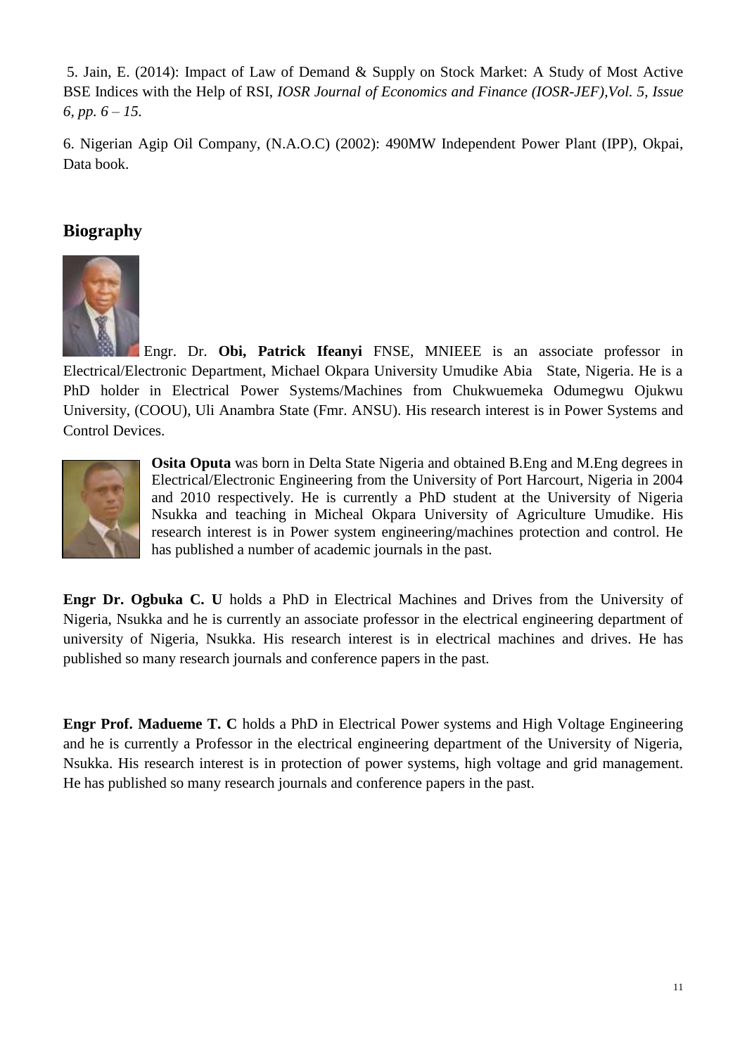5. Jain, E. (2014): Impact of Law of Demand & Supply on Stock Market: A Study of Most Active BSE Indices with the Help of RSI, *IOSR Journal of Economics and Finance (IOSR-JEF),Vol. 5, Issue 6, pp. 6 – 15.*

6. Nigerian Agip Oil Company, (N.A.O.C) (2002): 490MW Independent Power Plant (IPP), Okpai, Data book.

## Biography

Engr. Dr. **Obi, Patrick Ifeanyi** FNSE, MNIEEE is an associate professor in Electrical/Electronic Department, Michael Okpara University Umudike Abia State, Nigeria. He is a PhD holder in Electrical Power Systems/Machines from Chukwuemeka Odumegwu Ojukwu University, (COOU), Uli Anambra State (Fmr. ANSU). His research interest is in Power Systems and Control Devices.

**Osita Oputa** was born in Delta State Nigeria and obtained B.Eng and M.Eng degrees in Electrical/Electronic Engineering from the University of Port Harcourt, Nigeria in 2004 and 2010 respectively. He is currently a PhD student at the University of Nigeria Nsukka and teaching in Micheal Okpara University of Agriculture Umudike. His research interest is in Power system engineering/machines protection and control. He has published a number of academic journals in the past.

**Engr Dr. Ogbuka C. U** holds a PhD in Electrical Machines and Drives from the University of Nigeria, Nsukka and he is currently an associate professor in the electrical engineering department of university of Nigeria, Nsukka. His research interest is in electrical machines and drives. He has published so many research journals and conference papers in the past.

**Engr Prof. Madueme T. C** holds a PhD in Electrical Power systems and High Voltage Engineering and he is currently a Professor in the electrical engineering department of the University of Nigeria, Nsukka. His research interest is in protection of power systems, high voltage and grid management. He has published so many research journals and conference papers in the past.